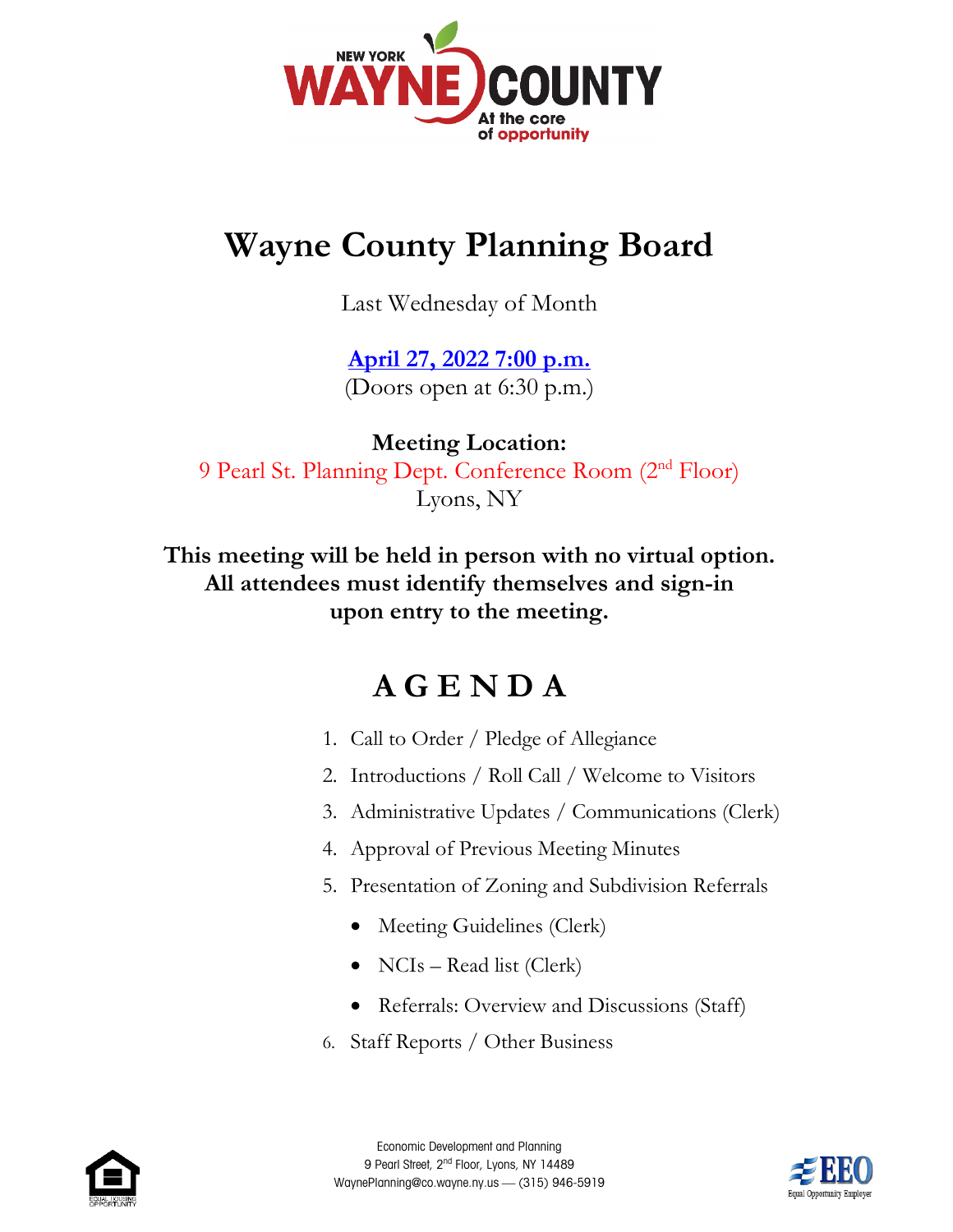# Wayne County Planning Board

Last Wednesday of Month

**April 27, 2022 7:00 p.m.**
(Doors open at 6:30 p.m.)

**Meeting Location:**
9 Pearl St. Planning Dept. Conference Room (2nd Floor)
Lyons, NY

**This meeting will be held in person with no virtual option. All attendees must identify themselves and sign-in upon entry to the meeting.**

## A G E N D A

1. Call to Order / Pledge of Allegiance
2. Introductions / Roll Call / Welcome to Visitors
3. Administrative Updates / Communications (Clerk)
4. Approval of Previous Meeting Minutes
5. Presentation of Zoning and Subdivision Referrals
   - Meeting Guidelines (Clerk)
   - NCIs – Read list (Clerk)
   - Referrals: Overview and Discussions (Staff)
6. Staff Reports / Other Business

Economic Development and Planning
9 Pearl Street, 2nd Floor, Lyons, NY 14489
WaynePlanning@co.wayne.ny.us — (315) 946-5919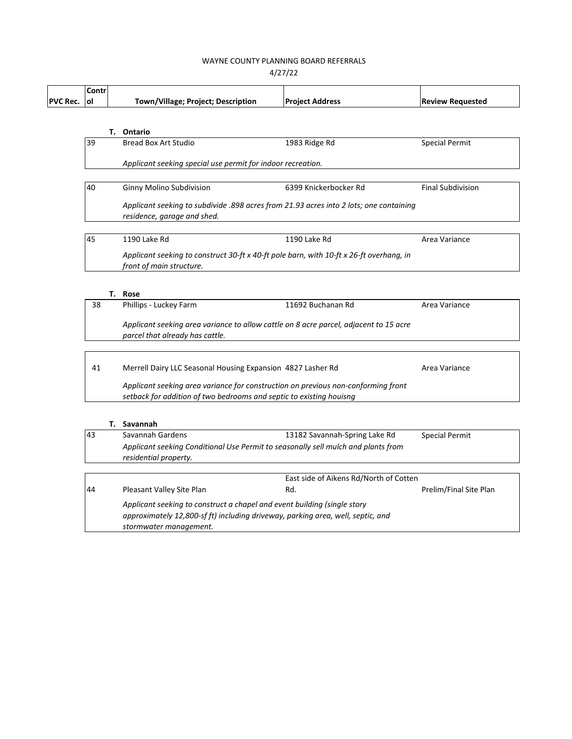WAYNE COUNTY PLANNING BOARD REFERRALS

4/27/22

| PVC Rec. | Control | Town/Village; Project; Description | Project Address | Review Requested |
|---|---|---|---|---|
| | T. | **Ontario** | | |
| | 39 | Bread Box Art Studio | 1983 Ridge Rd | Special Permit |
| | | *Applicant seeking special use permit for indoor recreation.* | | |
| | 40 | Ginny Molino Subdivision | 6399 Knickerbocker Rd | Final Subdivision |
| | | *Applicant seeking to subdivide .898 acres from 21.93 acres into 2 lots; one containing residence, garage and shed.* | | |
| | 45 | 1190 Lake Rd | 1190 Lake Rd | Area Variance |
| | | *Applicant seeking to construct 30-ft x 40-ft pole barn, with 10-ft x 26-ft overhang, in front of main structure.* | | |
| | T. | **Rose** | | |
| | 38 | Phillips - Luckey Farm | 11692 Buchanan Rd | Area Variance |
| | | *Applicant seeking area variance to allow cattle on 8 acre parcel, adjacent to 15 acre parcel that already has cattle.* | | |
| | 41 | Merrell Dairy LLC Seasonal Housing Expansion | 4827 Lasher Rd | Area Variance |
| | | *Applicant seeking area variance for construction on previous non-conforming front setback for addition of two bedrooms and septic to existing houisng* | | |
| | T. | **Savannah** | | |
| | 43 | Savannah Gardens | 13182 Savannah-Spring Lake Rd | Special Permit |
| | | *Applicant seeking Conditional Use Permit to seasonally sell mulch and plants from residential property.* | | |
| | 44 | Pleasant Valley Site Plan | East side of Aikens Rd/North of Cotten Rd. | Prelim/Final Site Plan |
| | | *Applicant seeking to construct a chapel and event building (single story approximately 12,800-sf ft) including driveway, parking area, well, septic, and stormwater management.* | | |